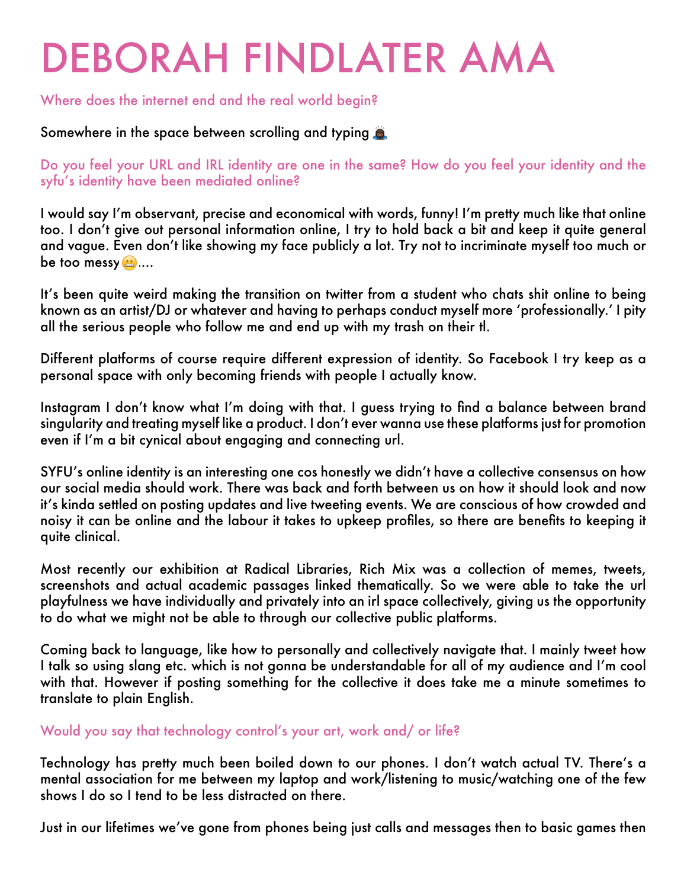# DEBORAH FINDLATER AMA

Where does the internet end and the real world begin?

Somewhere in the space between scrolling and typing 🤯

Do you feel your URL and IRL identity are one in the same? How do you feel your identity and the syfu's identity have been mediated online?

I would say I'm observant, precise and economical with words, funny! I'm pretty much like that online too. I don't give out personal information online, I try to hold back a bit and keep it quite general and vague. Even don't like showing my face publicly a lot. Try not to incriminate myself too much or be too messy😬....

It's been quite weird making the transition on twitter from a student who chats shit online to being known as an artist/DJ or whatever and having to perhaps conduct myself more 'professionally.' I pity all the serious people who follow me and end up with my trash on their tl.

Different platforms of course require different expression of identity. So Facebook I try keep as a personal space with only becoming friends with people I actually know.

Instagram I don't know what I'm doing with that. I guess trying to find a balance between brand singularity and treating myself like a product. I don't ever wanna use these platforms just for promotion even if I'm a bit cynical about engaging and connecting url.

SYFU's online identity is an interesting one cos honestly we didn't have a collective consensus on how our social media should work. There was back and forth between us on how it should look and now it's kinda settled on posting updates and live tweeting events. We are conscious of how crowded and noisy it can be online and the labour it takes to upkeep profiles, so there are benefits to keeping it quite clinical.

Most recently our exhibition at Radical Libraries, Rich Mix was a collection of memes, tweets, screenshots and actual academic passages linked thematically. So we were able to take the url playfulness we have individually and privately into an irl space collectively, giving us the opportunity to do what we might not be able to through our collective public platforms.

Coming back to language, like how to personally and collectively navigate that. I mainly tweet how I talk so using slang etc. which is not gonna be understandable for all of my audience and I'm cool with that. However if posting something for the collective it does take me a minute sometimes to translate to plain English.

Would you say that technology control's your art, work and/ or life?

Technology has pretty much been boiled down to our phones. I don't watch actual TV. There's a mental association for me between my laptop and work/listening to music/watching one of the few shows I do so I tend to be less distracted on there.

Just in our lifetimes we've gone from phones being just calls and messages then to basic games then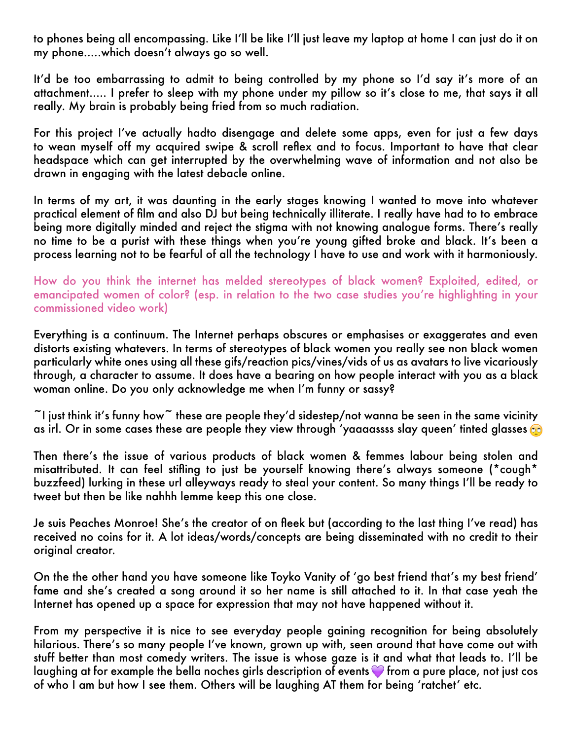to phones being all encompassing. Like I'll be like I'll just leave my laptop at home I can just do it on my phone.....which doesn't always go so well.

It'd be too embarrassing to admit to being controlled by my phone so I'd say it's more of an attachment..... I prefer to sleep with my phone under my pillow so it's close to me, that says it all really. My brain is probably being fried from so much radiation.

For this project I've actually hadto disengage and delete some apps, even for just a few days to wean myself off my acquired swipe & scroll reflex and to focus. Important to have that clear headspace which can get interrupted by the overwhelming wave of information and not also be drawn in engaging with the latest debacle online.

In terms of my art, it was daunting in the early stages knowing I wanted to move into whatever practical element of film and also DJ but being technically illiterate. I really have had to to embrace being more digitally minded and reject the stigma with not knowing analogue forms. There's really no time to be a purist with these things when you're young gifted broke and black. It's been a process learning not to be fearful of all the technology I have to use and work with it harmoniously.

How do you think the internet has melded stereotypes of black women? Exploited, edited, or emancipated women of color? (esp. in relation to the two case studies you're highlighting in your commissioned video work)

Everything is a continuum. The Internet perhaps obscures or emphasises or exaggerates and even distorts existing whatevers. In terms of stereotypes of black women you really see non black women particularly white ones using all these gifs/reaction pics/vines/vids of us as avatars to live vicariously through, a character to assume. It does have a bearing on how people interact with you as a black woman online. Do you only acknowledge me when I'm funny or sassy?

~I just think it's funny how~ these are people they'd sidestep/not wanna be seen in the same vicinity as irl. Or in some cases these are people they view through 'yaaaassss slay queen' tinted glasses 🙄

Then there's the issue of various products of black women & femmes labour being stolen and misattributed. It can feel stifling to just be yourself knowing there's always someone (*cough* buzzfeed) lurking in these url alleyways ready to steal your content. So many things I'll be ready to tweet but then be like nahhh lemme keep this one close.

Je suis Peaches Monroe! She's the creator of on fleek but (according to the last thing I've read) has received no coins for it. A lot ideas/words/concepts are being disseminated with no credit to their original creator.

On the the other hand you have someone like Toyko Vanity of 'go best friend that's my best friend' fame and she's created a song around it so her name is still attached to it. In that case yeah the Internet has opened up a space for expression that may not have happened without it.

From my perspective it is nice to see everyday people gaining recognition for being absolutely hilarious. There's so many people I've known, grown up with, seen around that have come out with stuff better than most comedy writers. The issue is whose gaze is it and what that leads to. I'll be laughing at for example the bella noches girls description of events 💜 from a pure place, not just cos of who I am but how I see them. Others will be laughing AT them for being 'ratchet' etc.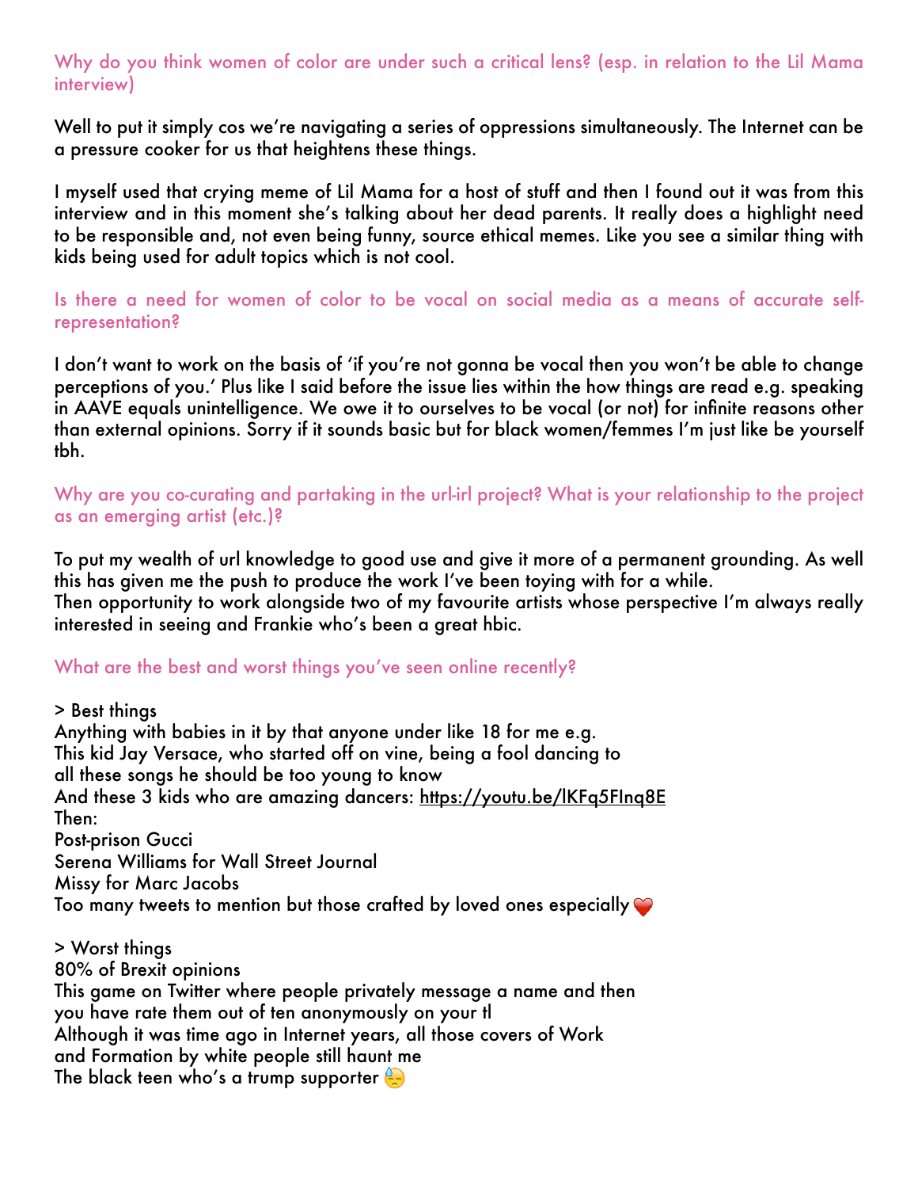Why do you think women of color are under such a critical lens? (esp. in relation to the Lil Mama interview)

Well to put it simply cos we're navigating a series of oppressions simultaneously. The Internet can be a pressure cooker for us that heightens these things.

I myself used that crying meme of Lil Mama for a host of stuff and then I found out it was from this interview and in this moment she's talking about her dead parents. It really does a highlight need to be responsible and, not even being funny, source ethical memes. Like you see a similar thing with kids being used for adult topics which is not cool.

Is there a need for women of color to be vocal on social media as a means of accurate self-representation?

I don't want to work on the basis of 'if you're not gonna be vocal then you won't be able to change perceptions of you.' Plus like I said before the issue lies within the how things are read e.g. speaking in AAVE equals unintelligence. We owe it to ourselves to be vocal (or not) for infinite reasons other than external opinions. Sorry if it sounds basic but for black women/femmes I'm just like be yourself tbh.

Why are you co-curating and partaking in the url-irl project? What is your relationship to the project as an emerging artist (etc.)?

To put my wealth of url knowledge to good use and give it more of a permanent grounding. As well this has given me the push to produce the work I've been toying with for a while.
Then opportunity to work alongside two of my favourite artists whose perspective I'm always really interested in seeing and Frankie who's been a great hbic.

What are the best and worst things you've seen online recently?

> Best things
Anything with babies in it by that anyone under like 18 for me e.g.
This kid Jay Versace, who started off on vine, being a fool dancing to
all these songs he should be too young to know
And these 3 kids who are amazing dancers: https://youtu.be/lKFq5FInq8E
Then:
Post-prison Gucci
Serena Williams for Wall Street Journal
Missy for Marc Jacobs
Too many tweets to mention but those crafted by loved ones especially ❤️

> Worst things
80% of Brexit opinions
This game on Twitter where people privately message a name and then
you have rate them out of ten anonymously on your tl
Although it was time ago in Internet years, all those covers of Work
and Formation by white people still haunt me
The black teen who's a trump supporter 😓